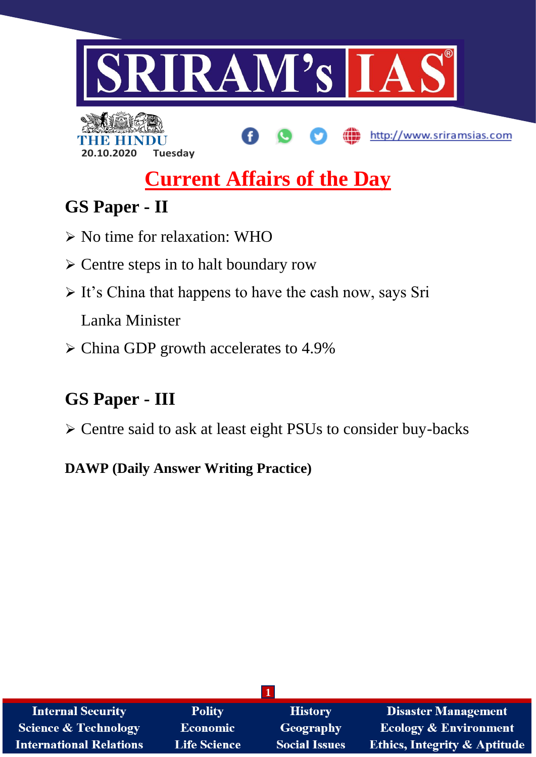# SRIRAM's IAS

THE HINDU

20.10.2020 Tuesday

http://www.sriramsias.com

## Current Affairs of the Day

## GS Paper - II

- No time for relaxation: WHO
- Centre steps in to halt boundary row
- It's China that happens to have the cash now, says Sri Lanka Minister
- China GDP growth accelerates to 4.9%

## GS Paper - III

- Centre said to ask at least eight PSUs to consider buy-backs

**DAWP (Daily Answer Writing Practice)**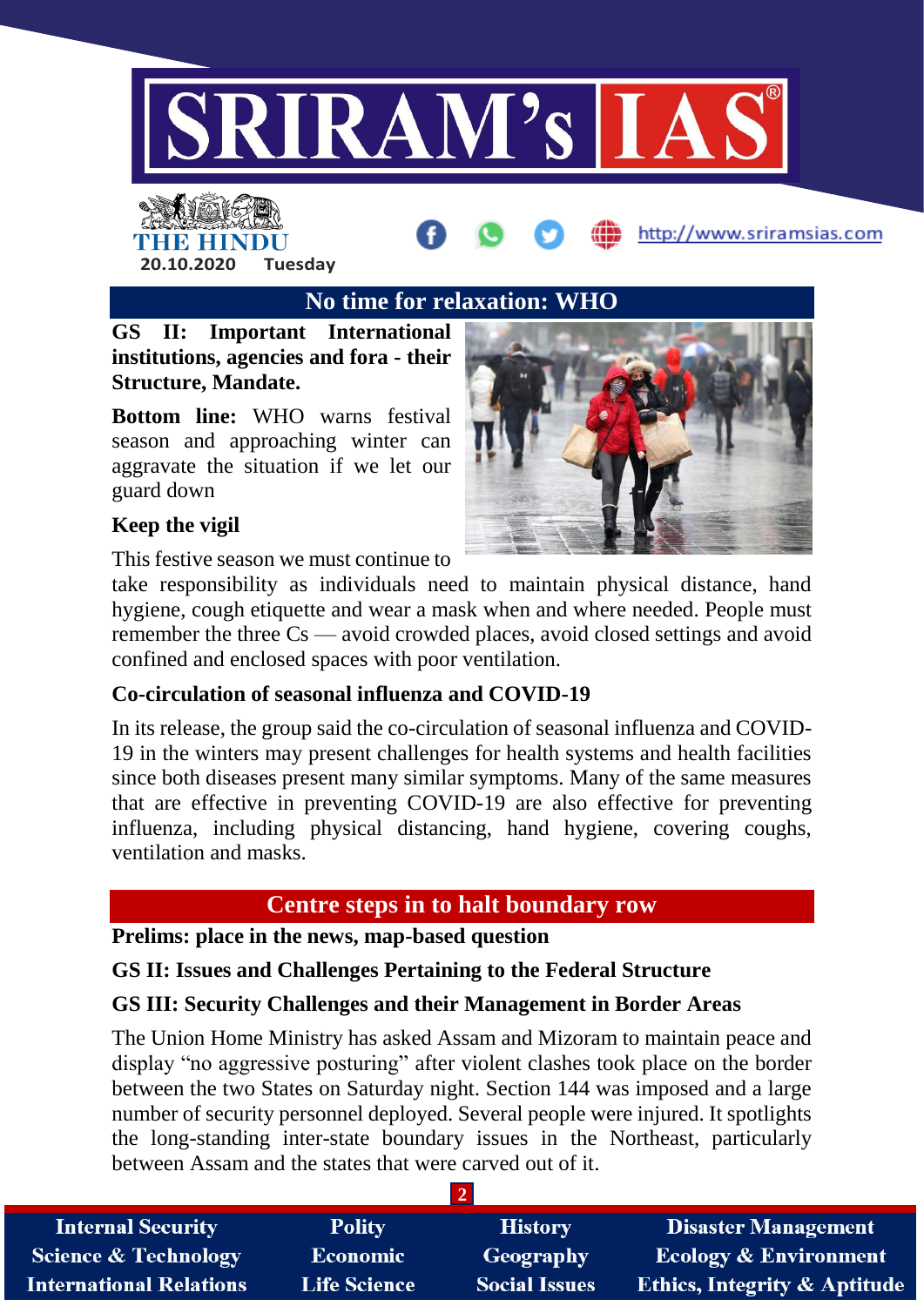## No time for relaxation: WHO

**GS II: Important International institutions, agencies and fora - their Structure, Mandate.**

**Bottom line:** WHO warns festival season and approaching winter can aggravate the situation if we let our guard down

### Keep the vigil

This festive season we must continue to take responsibility as individuals need to maintain physical distance, hand hygiene, cough etiquette and wear a mask when and where needed. People must remember the three Cs — avoid crowded places, avoid closed settings and avoid confined and enclosed spaces with poor ventilation.

### Co-circulation of seasonal influenza and COVID-19

In its release, the group said the co-circulation of seasonal influenza and COVID-19 in the winters may present challenges for health systems and health facilities since both diseases present many similar symptoms. Many of the same measures that are effective in preventing COVID-19 are also effective for preventing influenza, including physical distancing, hand hygiene, covering coughs, ventilation and masks.

## Centre steps in to halt boundary row

**Prelims: place in the news, map-based question**

**GS II: Issues and Challenges Pertaining to the Federal Structure**

**GS III: Security Challenges and their Management in Border Areas**

The Union Home Ministry has asked Assam and Mizoram to maintain peace and display "no aggressive posturing" after violent clashes took place on the border between the two States on Saturday night. Section 144 was imposed and a large number of security personnel deployed. Several people were injured. It spotlights the long-standing inter-state boundary issues in the Northeast, particularly between Assam and the states that were carved out of it.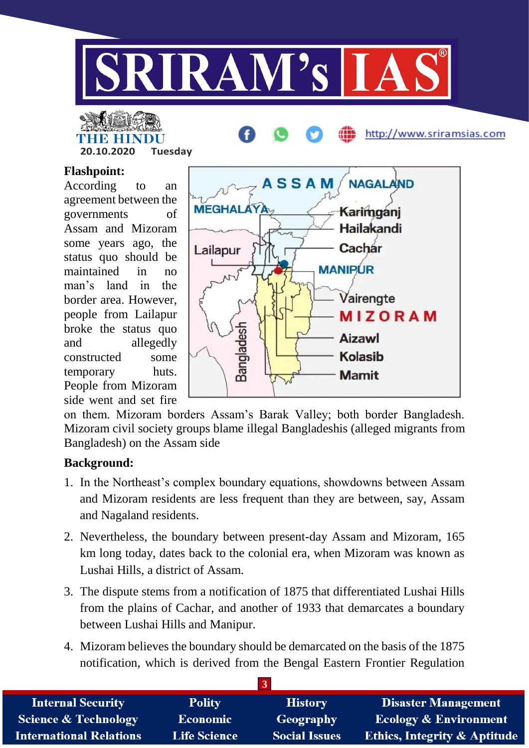**Flashpoint:**

According to an agreement between the governments of Assam and Mizoram some years ago, the status quo should be maintained in no man's land in the border area. However, people from Lailapur broke the status quo and allegedly constructed some temporary huts. People from Mizoram side went and set fire on them. Mizoram borders Assam's Barak Valley; both border Bangladesh. Mizoram civil society groups blame illegal Bangladeshis (alleged migrants from Bangladesh) on the Assam side

**Background:**

1. In the Northeast's complex boundary equations, showdowns between Assam and Mizoram residents are less frequent than they are between, say, Assam and Nagaland residents.
2. Nevertheless, the boundary between present-day Assam and Mizoram, 165 km long today, dates back to the colonial era, when Mizoram was known as Lushai Hills, a district of Assam.
3. The dispute stems from a notification of 1875 that differentiated Lushai Hills from the plains of Cachar, and another of 1933 that demarcates a boundary between Lushai Hills and Manipur.
4. Mizoram believes the boundary should be demarcated on the basis of the 1875 notification, which is derived from the Bengal Eastern Frontier Regulation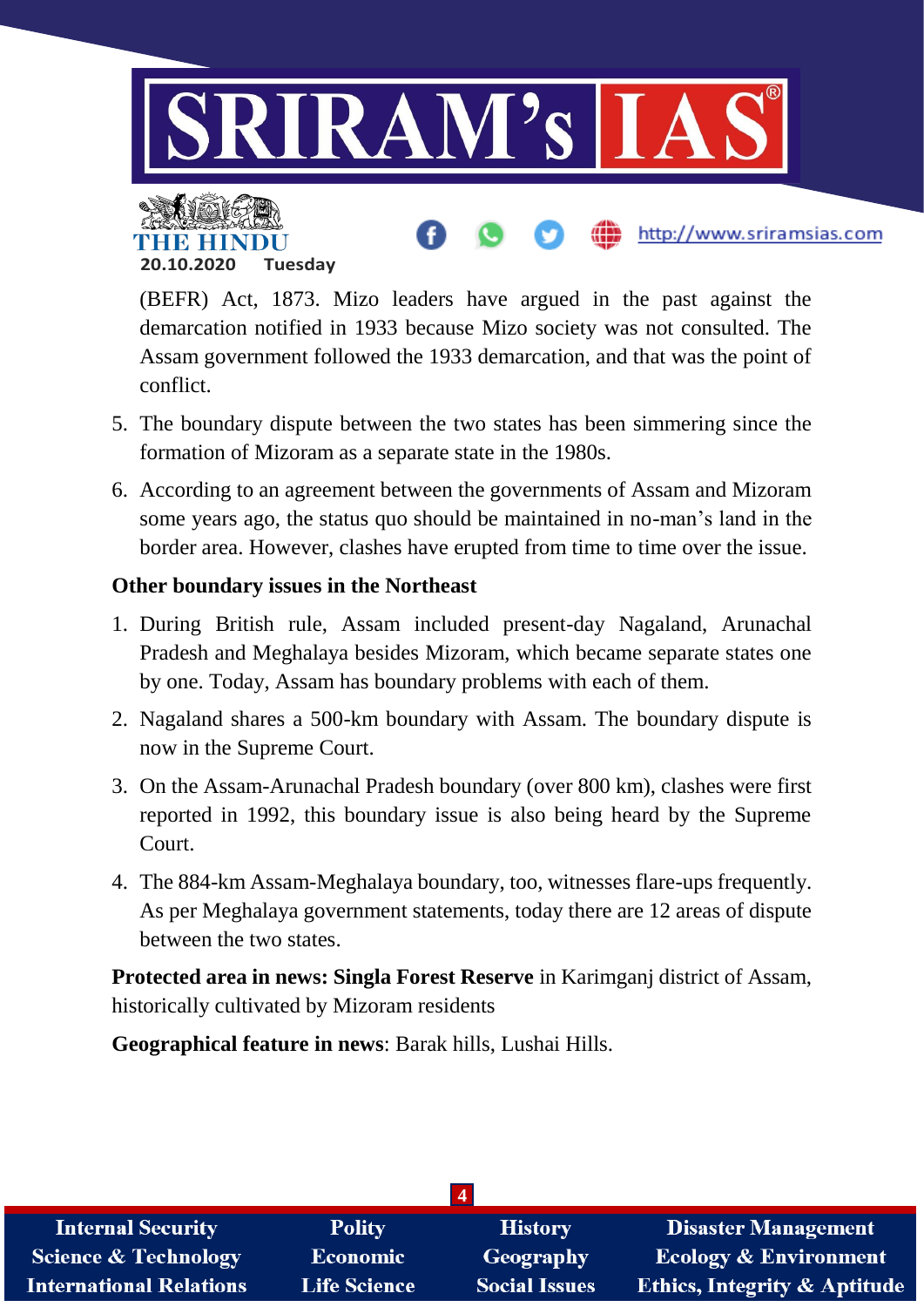(BEFR) Act, 1873. Mizo leaders have argued in the past against the demarcation notified in 1933 because Mizo society was not consulted. The Assam government followed the 1933 demarcation, and that was the point of conflict.

5. The boundary dispute between the two states has been simmering since the formation of Mizoram as a separate state in the 1980s.
6. According to an agreement between the governments of Assam and Mizoram some years ago, the status quo should be maintained in no-man's land in the border area. However, clashes have erupted from time to time over the issue.

**Other boundary issues in the Northeast**

1. During British rule, Assam included present-day Nagaland, Arunachal Pradesh and Meghalaya besides Mizoram, which became separate states one by one. Today, Assam has boundary problems with each of them.
2. Nagaland shares a 500-km boundary with Assam. The boundary dispute is now in the Supreme Court.
3. On the Assam-Arunachal Pradesh boundary (over 800 km), clashes were first reported in 1992, this boundary issue is also being heard by the Supreme Court.
4. The 884-km Assam-Meghalaya boundary, too, witnesses flare-ups frequently. As per Meghalaya government statements, today there are 12 areas of dispute between the two states.

**Protected area in news: Singla Forest Reserve** in Karimganj district of Assam, historically cultivated by Mizoram residents

**Geographical feature in news**: Barak hills, Lushai Hills.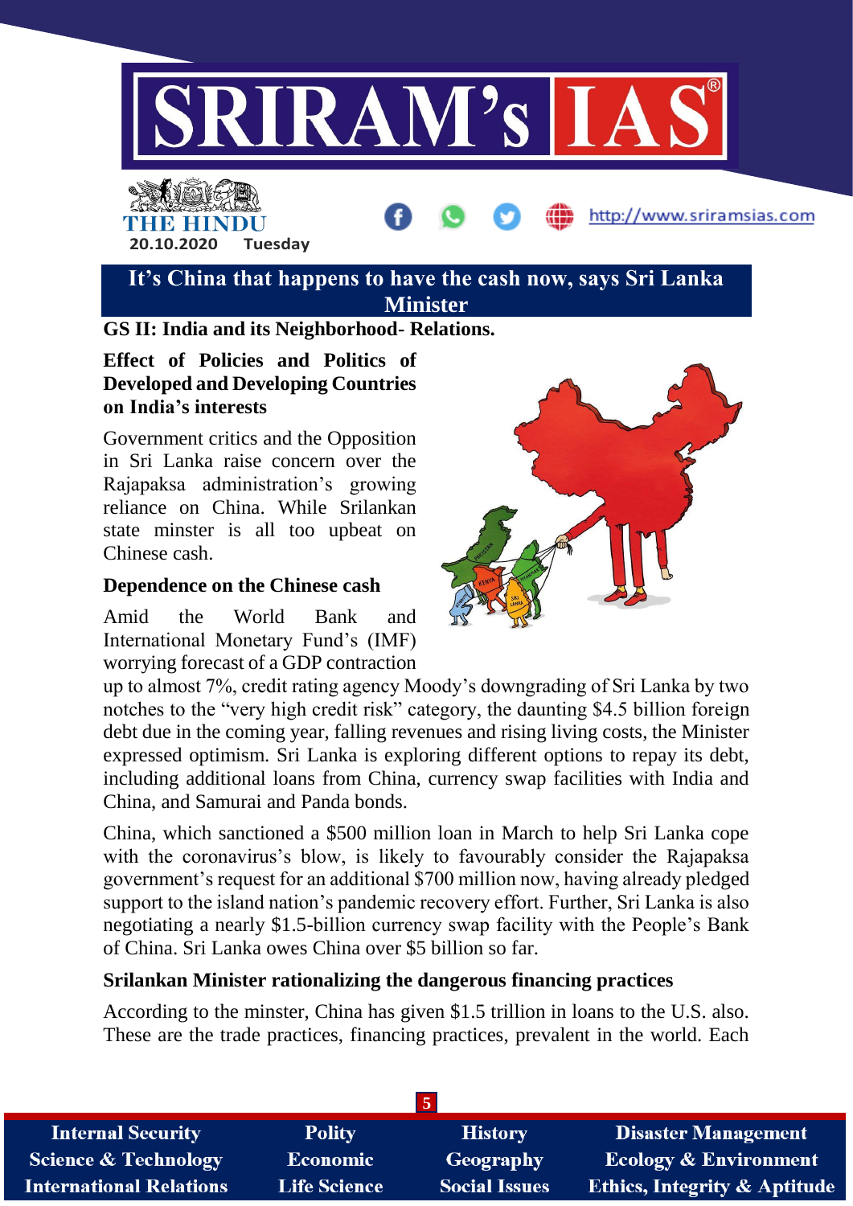# It's China that happens to have the cash now, says Sri Lanka Minister

**GS II: India and its Neighborhood- Relations.**

**Effect of Policies and Politics of Developed and Developing Countries on India's interests**

Government critics and the Opposition in Sri Lanka raise concern over the Rajapaksa administration's growing reliance on China. While Srilankan state minster is all too upbeat on Chinese cash.

**Dependence on the Chinese cash**

Amid the World Bank and International Monetary Fund's (IMF) worrying forecast of a GDP contraction up to almost 7%, credit rating agency Moody's downgrading of Sri Lanka by two notches to the "very high credit risk" category, the daunting $4.5 billion foreign debt due in the coming year, falling revenues and rising living costs, the Minister expressed optimism. Sri Lanka is exploring different options to repay its debt, including additional loans from China, currency swap facilities with India and China, and Samurai and Panda bonds.

China, which sanctioned a $500 million loan in March to help Sri Lanka cope with the coronavirus's blow, is likely to favourably consider the Rajapaksa government's request for an additional $700 million now, having already pledged support to the island nation's pandemic recovery effort. Further, Sri Lanka is also negotiating a nearly $1.5-billion currency swap facility with the People's Bank of China. Sri Lanka owes China over $5 billion so far.

**Srilankan Minister rationalizing the dangerous financing practices**

According to the minster, China has given $1.5 trillion in loans to the U.S. also. These are the trade practices, financing practices, prevalent in the world. Each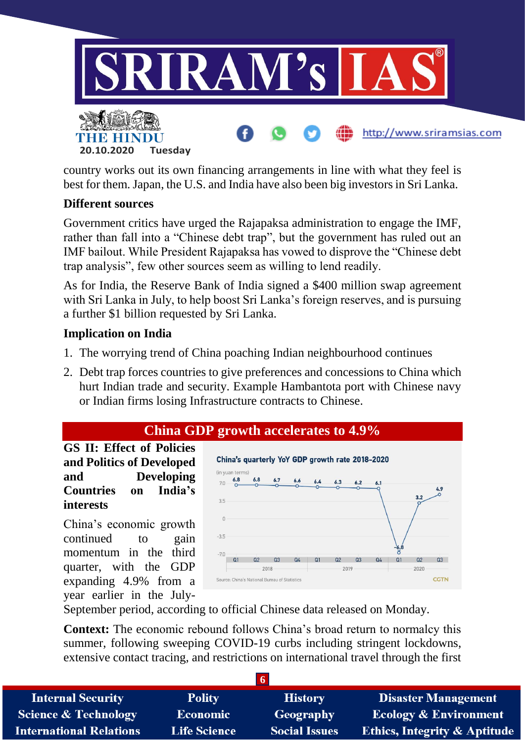country works out its own financing arrangements in line with what they feel is best for them. Japan, the U.S. and India have also been big investors in Sri Lanka.

**Different sources**

Government critics have urged the Rajapaksa administration to engage the IMF, rather than fall into a "Chinese debt trap", but the government has ruled out an IMF bailout. While President Rajapaksa has vowed to disprove the "Chinese debt trap analysis", few other sources seem as willing to lend readily.

As for India, the Reserve Bank of India signed a $400 million swap agreement with Sri Lanka in July, to help boost Sri Lanka's foreign reserves, and is pursuing a further $1 billion requested by Sri Lanka.

**Implication on India**

1. The worrying trend of China poaching Indian neighbourhood continues
2. Debt trap forces countries to give preferences and concessions to China which hurt Indian trade and security. Example Hambantota port with Chinese navy or Indian firms losing Infrastructure contracts to Chinese.

## China GDP growth accelerates to 4.9%

**GS II: Effect of Policies and Politics of Developed and Developing Countries on India's interests**

China's economic growth continued to gain momentum in the third quarter, with the GDP expanding 4.9% from a year earlier in the July-September period, according to official Chinese data released on Monday.

**China's quarterly YoY GDP growth rate 2018-2020**

(in yuan terms)

| Year | Q1 | Q2 | Q3 | Q4 |
|---|---|---|---|---|
| 2018 | 6.8 | 6.8 | 6.7 | 6.6 |
| 2019 | 6.4 | 6.3 | 6.2 | 6.1 |
| 2020 | -6.8 | 3.2 | 4.9 | |

Source: China's National Bureau of Statistics — CGTN

**Context:** The economic rebound follows China's broad return to normalcy this summer, following sweeping COVID-19 curbs including stringent lockdowns, extensive contact tracing, and restrictions on international travel through the first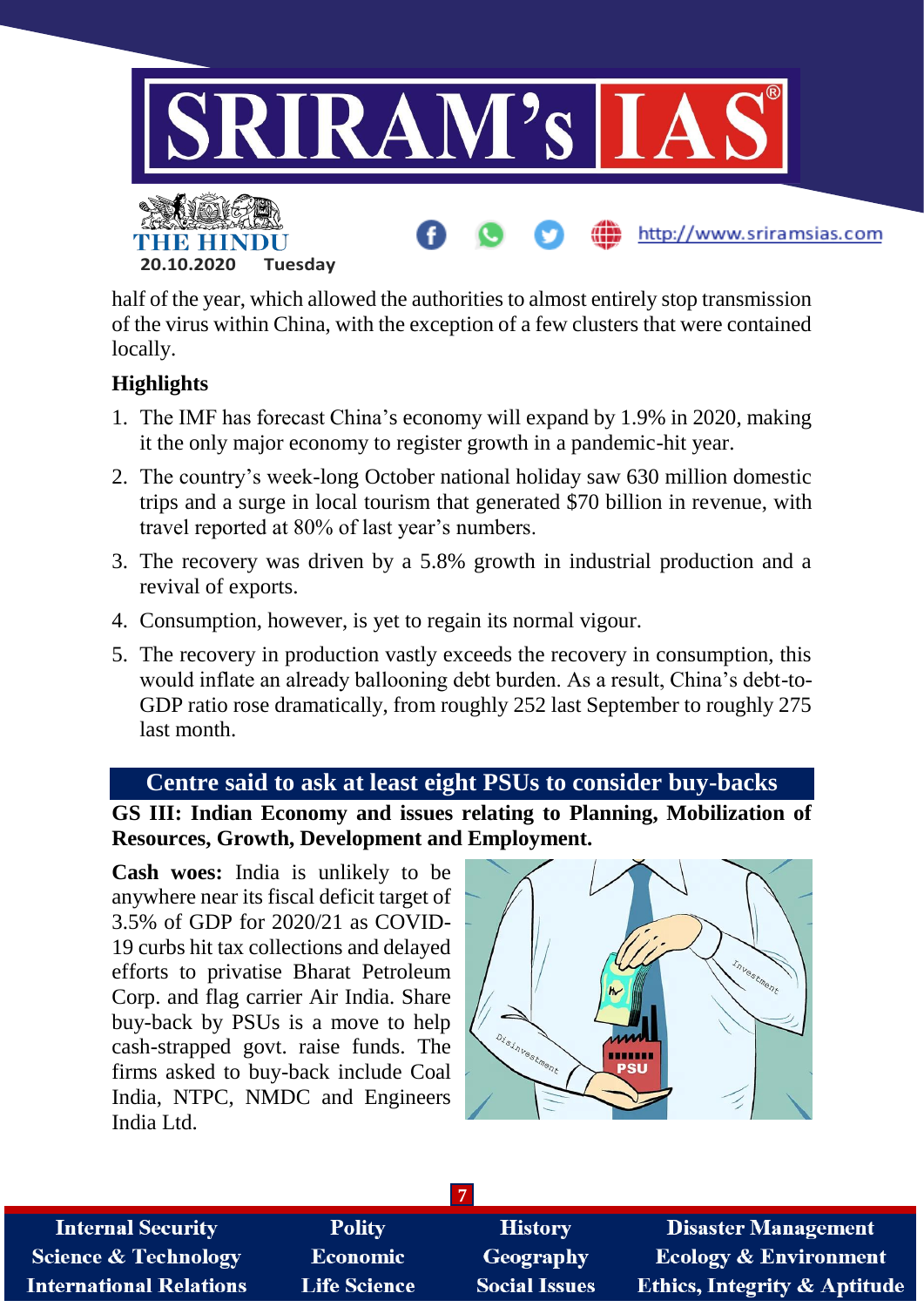half of the year, which allowed the authorities to almost entirely stop transmission of the virus within China, with the exception of a few clusters that were contained locally.

**Highlights**

1. The IMF has forecast China's economy will expand by 1.9% in 2020, making it the only major economy to register growth in a pandemic-hit year.
2. The country's week-long October national holiday saw 630 million domestic trips and a surge in local tourism that generated $70 billion in revenue, with travel reported at 80% of last year's numbers.
3. The recovery was driven by a 5.8% growth in industrial production and a revival of exports.
4. Consumption, however, is yet to regain its normal vigour.
5. The recovery in production vastly exceeds the recovery in consumption, this would inflate an already ballooning debt burden. As a result, China's debt-to-GDP ratio rose dramatically, from roughly 252 last September to roughly 275 last month.

## Centre said to ask at least eight PSUs to consider buy-backs

**GS III: Indian Economy and issues relating to Planning, Mobilization of Resources, Growth, Development and Employment.**

**Cash woes:** India is unlikely to be anywhere near its fiscal deficit target of 3.5% of GDP for 2020/21 as COVID-19 curbs hit tax collections and delayed efforts to privatise Bharat Petroleum Corp. and flag carrier Air India. Share buy-back by PSUs is a move to help cash-strapped govt. raise funds. The firms asked to buy-back include Coal India, NTPC, NMDC and Engineers India Ltd.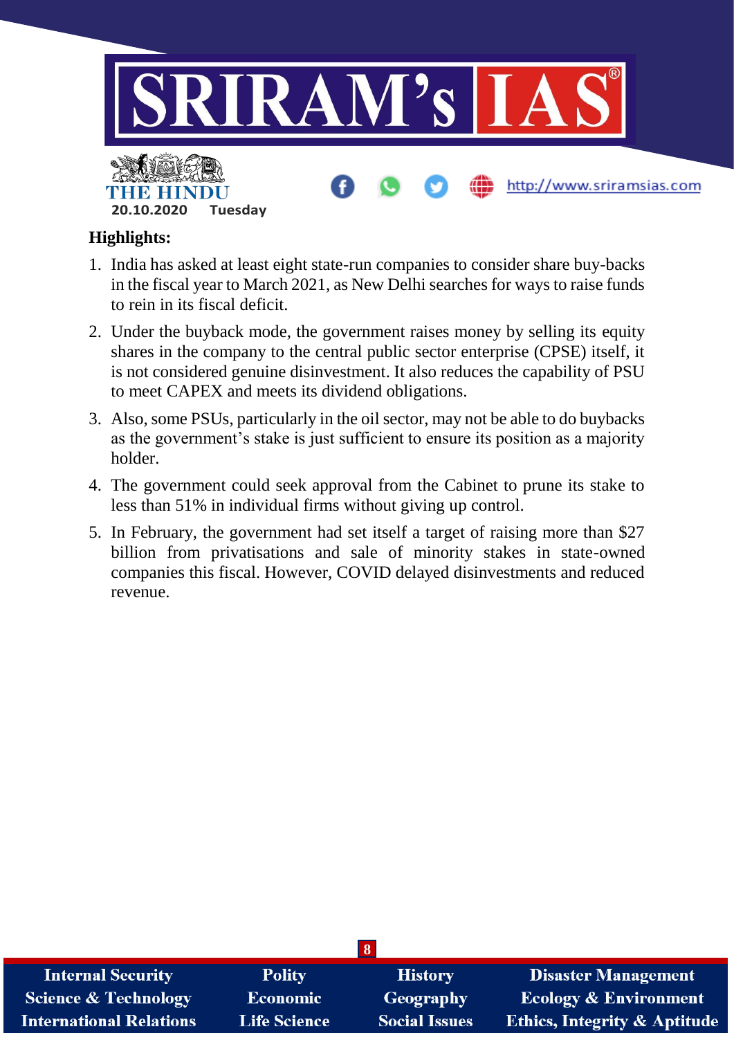**Highlights:**

1. India has asked at least eight state-run companies to consider share buy-backs in the fiscal year to March 2021, as New Delhi searches for ways to raise funds to rein in its fiscal deficit.
2. Under the buyback mode, the government raises money by selling its equity shares in the company to the central public sector enterprise (CPSE) itself, it is not considered genuine disinvestment. It also reduces the capability of PSU to meet CAPEX and meets its dividend obligations.
3. Also, some PSUs, particularly in the oil sector, may not be able to do buybacks as the government's stake is just sufficient to ensure its position as a majority holder.
4. The government could seek approval from the Cabinet to prune its stake to less than 51% in individual firms without giving up control.
5. In February, the government had set itself a target of raising more than $27 billion from privatisations and sale of minority stakes in state-owned companies this fiscal. However, COVID delayed disinvestments and reduced revenue.